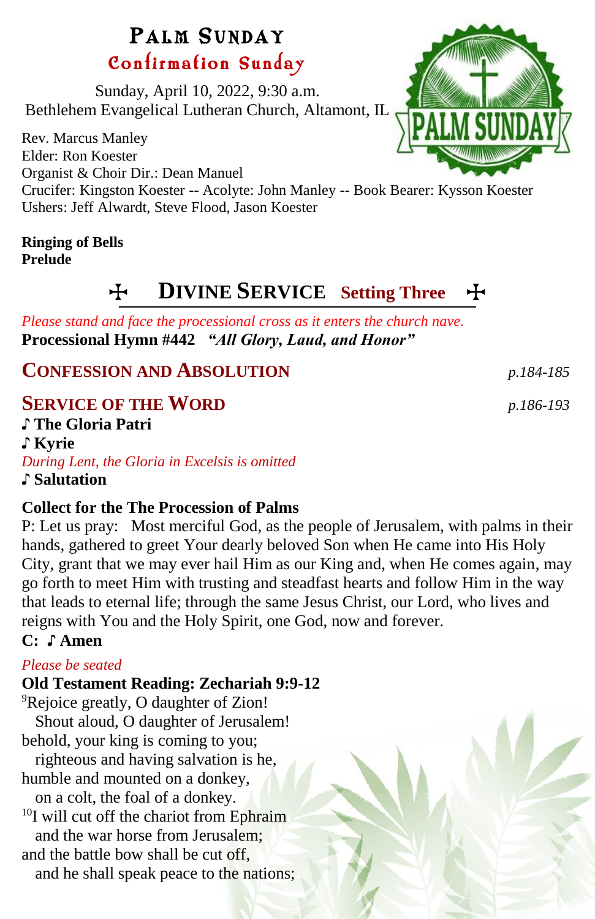# Palm Sunday

## Confirmation Sunday

Sunday, April 10, 2022, 9:30 a.m.
Bethlehem Evangelical Lutheran Church, Altamont, IL

Rev. Marcus Manley
Elder: Ron Koester
Organist & Choir Dir.: Dean Manuel
Crucifer: Kingston Koester -- Acolyte: John Manley -- Book Bearer: Kysson Koester
Ushers: Jeff Alwardt, Steve Flood, Jason Koester

**Ringing of Bells**
**Prelude**

## ☩ DIVINE SERVICE Setting Three ☩

*Please stand and face the processional cross as it enters the church nave.*
**Processional Hymn #442** ***"All Glory, Laud, and Honor"***

## CONFESSION AND ABSOLUTION *p.184-185*

## SERVICE OF THE WORD *p.186-193*

**♪ The Gloria Patri**
**♪ Kyrie**
*During Lent, the Gloria in Excelsis is omitted*
**♪ Salutation**

**Collect for the The Procession of Palms**
P: Let us pray: Most merciful God, as the people of Jerusalem, with palms in their hands, gathered to greet Your dearly beloved Son when He came into His Holy City, grant that we may ever hail Him as our King and, when He comes again, may go forth to meet Him with trusting and steadfast hearts and follow Him in the way that leads to eternal life; through the same Jesus Christ, our Lord, who lives and reigns with You and the Holy Spirit, one God, now and forever.
**C: ♪ Amen**

*Please be seated*
**Old Testament Reading: Zechariah 9:9-12**
[9]Rejoice greatly, O daughter of Zion!
  Shout aloud, O daughter of Jerusalem!
behold, your king is coming to you;
  righteous and having salvation is he,
humble and mounted on a donkey,
  on a colt, the foal of a donkey.
[10]I will cut off the chariot from Ephraim
  and the war horse from Jerusalem;
and the battle bow shall be cut off,
  and he shall speak peace to the nations;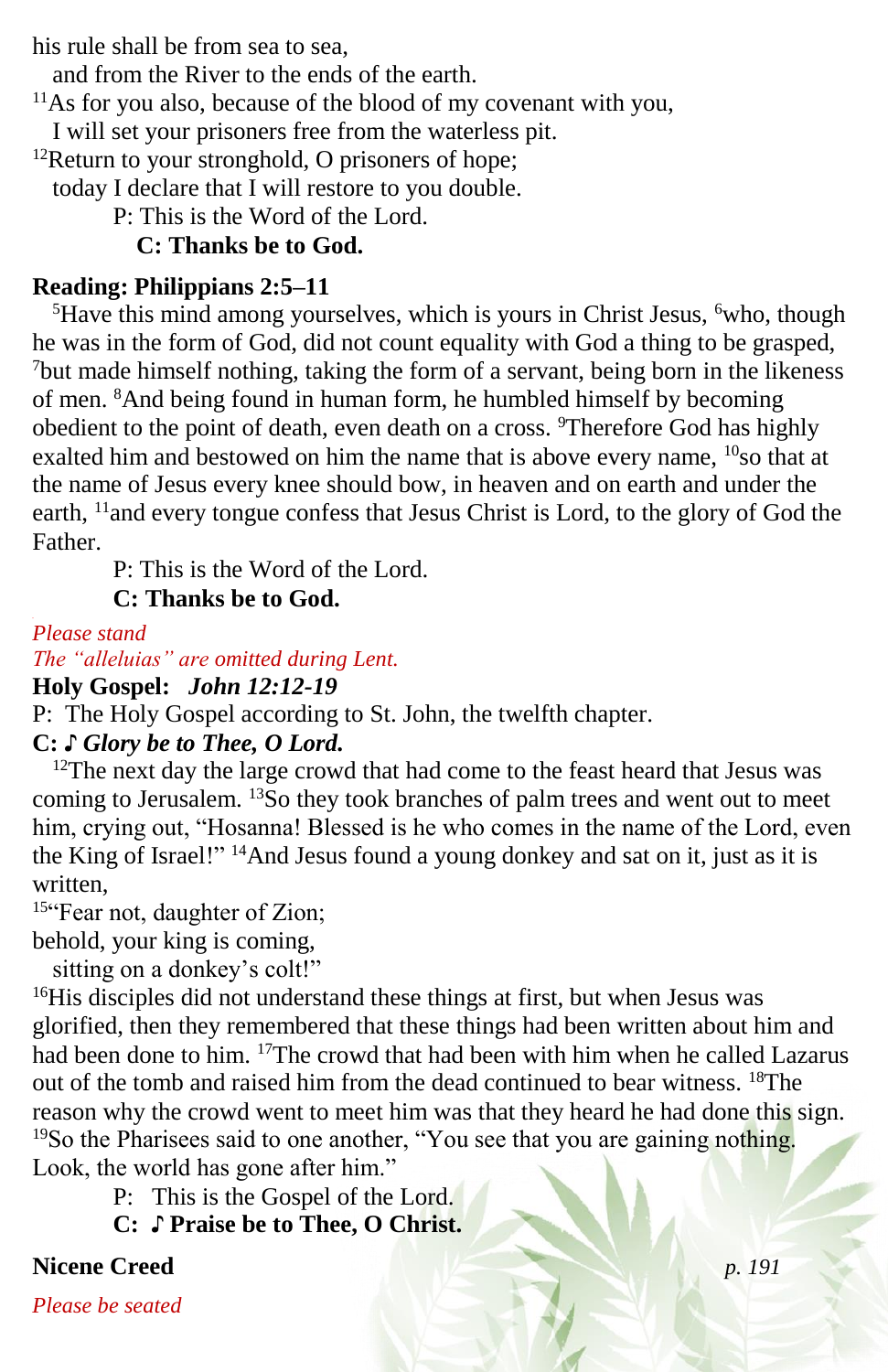his rule shall be from sea to sea,
  and from the River to the ends of the earth.
[11]As for you also, because of the blood of my covenant with you,
  I will set your prisoners free from the waterless pit.
[12]Return to your stronghold, O prisoners of hope;
  today I declare that I will restore to you double.

P: This is the Word of the Lord.
**C: Thanks be to God.**

**Reading: Philippians 2:5–11**

[5]Have this mind among yourselves, which is yours in Christ Jesus, [6]who, though he was in the form of God, did not count equality with God a thing to be grasped, [7]but made himself nothing, taking the form of a servant, being born in the likeness of men. [8]And being found in human form, he humbled himself by becoming obedient to the point of death, even death on a cross. [9]Therefore God has highly exalted him and bestowed on him the name that is above every name, [10]so that at the name of Jesus every knee should bow, in heaven and on earth and under the earth, [11]and every tongue confess that Jesus Christ is Lord, to the glory of God the Father.

P: This is the Word of the Lord.
**C: Thanks be to God.**

*Please stand*
*The "alleluias" are omitted during Lent.*

**Holy Gospel: *John 12:12-19***

P: The Holy Gospel according to St. John, the twelfth chapter.
**C: ♪ *Glory be to Thee, O Lord.***

[12]The next day the large crowd that had come to the feast heard that Jesus was coming to Jerusalem. [13]So they took branches of palm trees and went out to meet him, crying out, "Hosanna! Blessed is he who comes in the name of the Lord, even the King of Israel!" [14]And Jesus found a young donkey and sat on it, just as it is written,
[15]"Fear not, daughter of Zion;
behold, your king is coming,
  sitting on a donkey's colt!"
[16]His disciples did not understand these things at first, but when Jesus was glorified, then they remembered that these things had been written about him and had been done to him. [17]The crowd that had been with him when he called Lazarus out of the tomb and raised him from the dead continued to bear witness. [18]The reason why the crowd went to meet him was that they heard he had done this sign. [19]So the Pharisees said to one another, "You see that you are gaining nothing. Look, the world has gone after him."

P: This is the Gospel of the Lord.
**C: ♪ Praise be to Thee, O Christ.**

**Nicene Creed** *p. 191*

*Please be seated*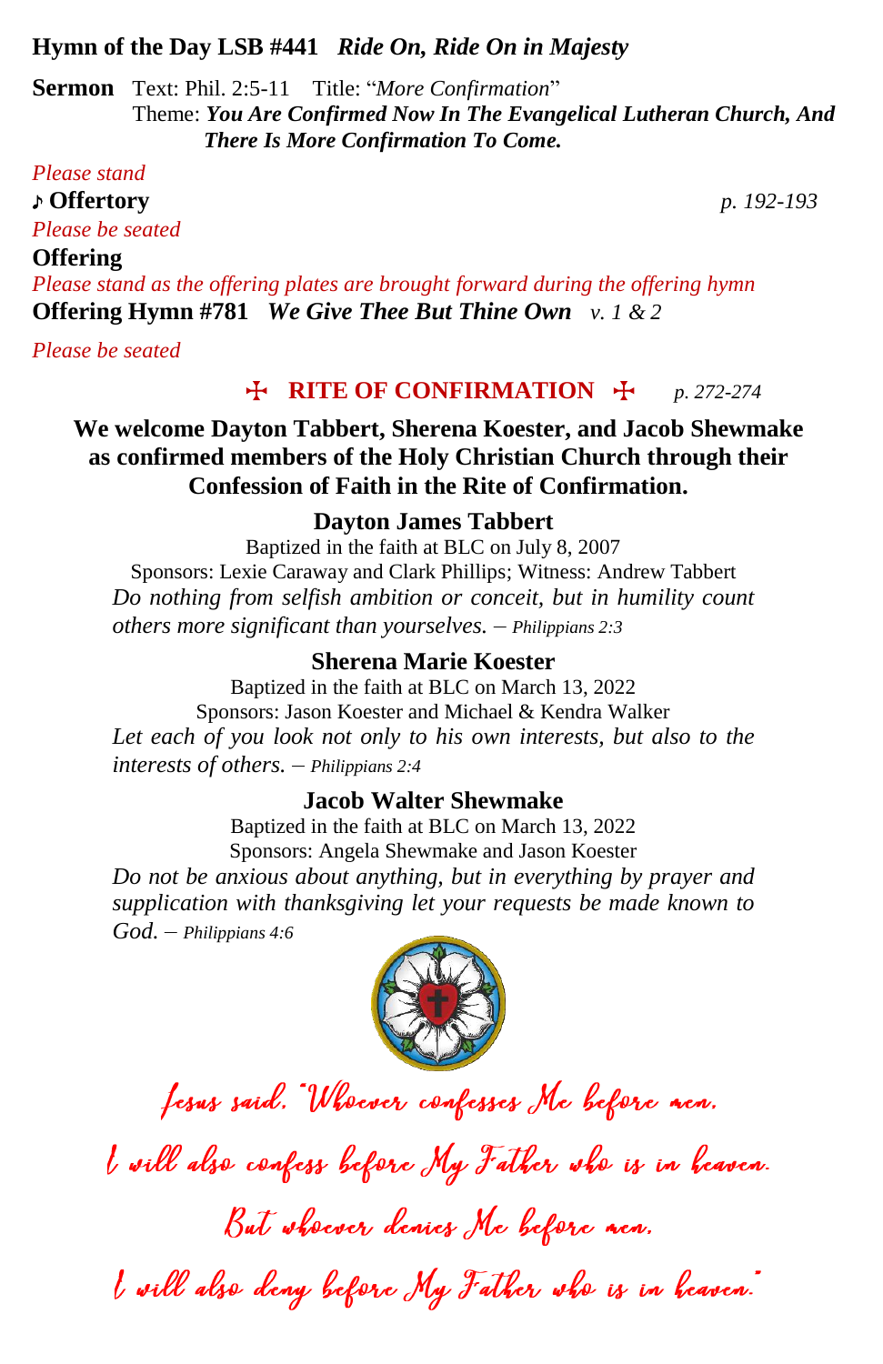**Hymn of the Day LSB #441** ***Ride On, Ride On in Majesty***

**Sermon** Text: Phil. 2:5-11 Title: "*More Confirmation*"
Theme: ***You Are Confirmed Now In The Evangelical Lutheran Church, And There Is More Confirmation To Come.***

*Please stand*

♪ **Offertory** *p. 192-193*

*Please be seated*

**Offering**

*Please stand as the offering plates are brought forward during the offering hymn*

**Offering Hymn #781** ***We Give Thee But Thine Own*** *v. 1 & 2*

*Please be seated*

## ✠ RITE OF CONFIRMATION ✠ *p. 272-274*

**We welcome Dayton Tabbert, Sherena Koester, and Jacob Shewmake as confirmed members of the Holy Christian Church through their Confession of Faith in the Rite of Confirmation.**

**Dayton James Tabbert**
Baptized in the faith at BLC on July 8, 2007
Sponsors: Lexie Caraway and Clark Phillips; Witness: Andrew Tabbert
*Do nothing from selfish ambition or conceit, but in humility count others more significant than yourselves. – Philippians 2:3*

**Sherena Marie Koester**
Baptized in the faith at BLC on March 13, 2022
Sponsors: Jason Koester and Michael & Kendra Walker
*Let each of you look not only to his own interests, but also to the interests of others. – Philippians 2:4*

**Jacob Walter Shewmake**
Baptized in the faith at BLC on March 13, 2022
Sponsors: Angela Shewmake and Jason Koester
*Do not be anxious about anything, but in everything by prayer and supplication with thanksgiving let your requests be made known to God. – Philippians 4:6*

Jesus said, "Whoever confesses Me before men,
I will also confess before My Father who is in heaven.
But whoever denies Me before men,
I will also deny before My Father who is in heaven."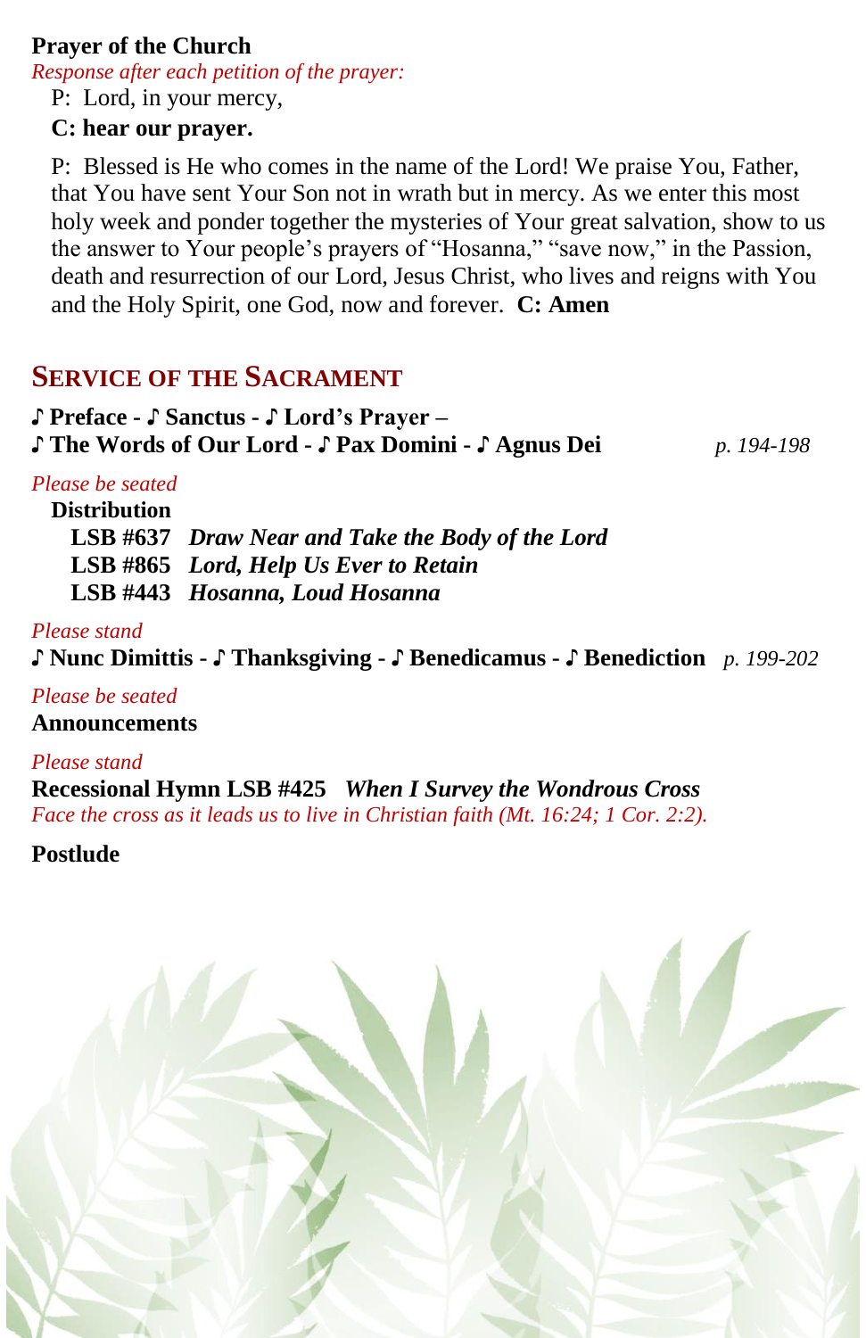**Prayer of the Church**

*Response after each petition of the prayer:*

P: Lord, in your mercy,

**C: hear our prayer.**

P: Blessed is He who comes in the name of the Lord! We praise You, Father, that You have sent Your Son not in wrath but in mercy. As we enter this most holy week and ponder together the mysteries of Your great salvation, show to us the answer to Your people's prayers of "Hosanna," "save now," in the Passion, death and resurrection of our Lord, Jesus Christ, who lives and reigns with You and the Holy Spirit, one God, now and forever. **C: Amen**

## SERVICE OF THE SACRAMENT

**♪ Preface - ♪ Sanctus - ♪ Lord's Prayer –**
**♪ The Words of Our Lord - ♪ Pax Domini - ♪ Agnus Dei** *p. 194-198*

*Please be seated*

**Distribution**

**LSB #637** ***Draw Near and Take the Body of the Lord***
**LSB #865** ***Lord, Help Us Ever to Retain***
**LSB #443** ***Hosanna, Loud Hosanna***

*Please stand*

**♪ Nunc Dimittis - ♪ Thanksgiving - ♪ Benedicamus - ♪ Benediction** *p. 199-202*

*Please be seated*

**Announcements**

*Please stand*

**Recessional Hymn LSB #425** ***When I Survey the Wondrous Cross***

*Face the cross as it leads us to live in Christian faith (Mt. 16:24; 1 Cor. 2:2).*

**Postlude**